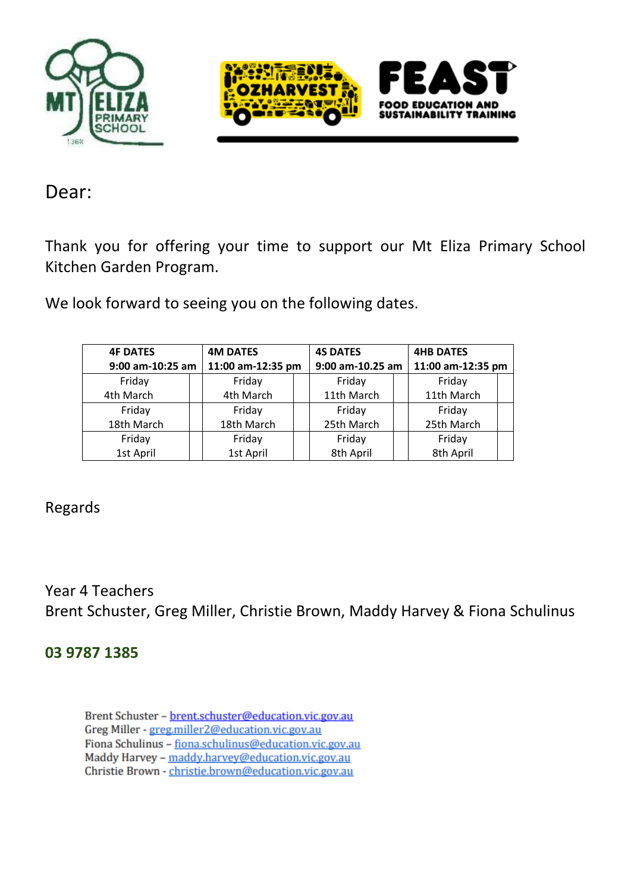Dear:

Thank you for offering your time to support our Mt Eliza Primary School Kitchen Garden Program.

We look forward to seeing you on the following dates.

| 4F DATES 9:00 am-10:25 am | | 4M DATES 11:00 am-12:35 pm | | 4S DATES 9:00 am-10.25 am | | 4HB DATES 11:00 am-12:35 pm | |
|---|---|---|---|---|---|---|---|
| Friday 4th March | | Friday 4th March | | Friday 11th March | | Friday 11th March | |
| Friday 18th March | | Friday 18th March | | Friday 25th March | | Friday 25th March | |
| Friday 1st April | | Friday 1st April | | Friday 8th April | | Friday 8th April | |

Regards

Year 4 Teachers
Brent Schuster, Greg Miller, Christie Brown, Maddy Harvey & Fiona Schulinus

**03 9787 1385**

Brent Schuster – brent.schuster@education.vic.gov.au
Greg Miller - greg.miller2@education.vic.gov.au
Fiona Schulinus – fiona.schulinus@education.vic.gov.au
Maddy Harvey – maddy.harvey@education.vic.gov.au
Christie Brown - christie.brown@education.vic.gov.au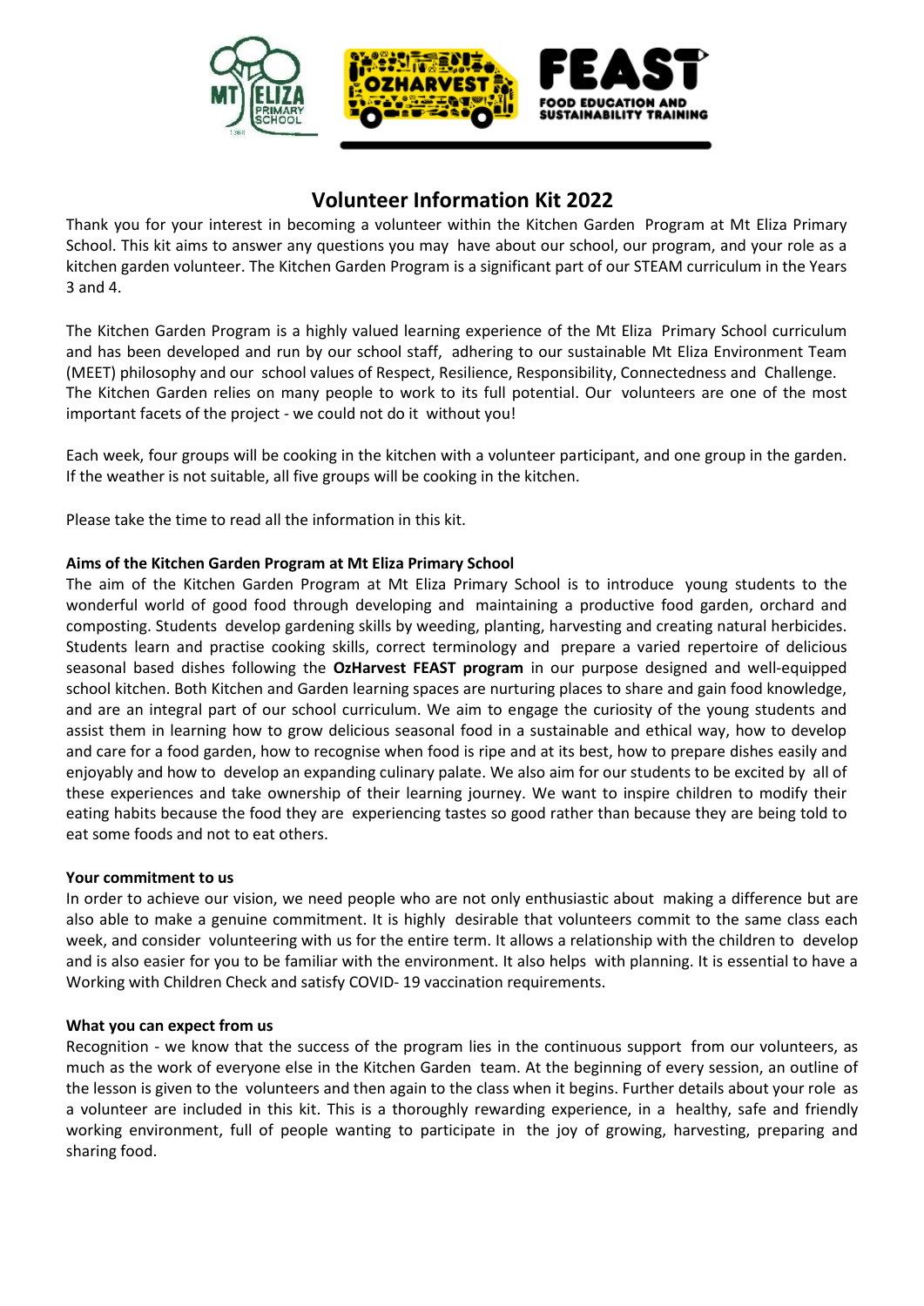# Volunteer Information Kit 2022

Thank you for your interest in becoming a volunteer within the Kitchen Garden Program at Mt Eliza Primary School. This kit aims to answer any questions you may have about our school, our program, and your role as a kitchen garden volunteer. The Kitchen Garden Program is a significant part of our STEAM curriculum in the Years 3 and 4.

The Kitchen Garden Program is a highly valued learning experience of the Mt Eliza Primary School curriculum and has been developed and run by our school staff, adhering to our sustainable Mt Eliza Environment Team (MEET) philosophy and our school values of Respect, Resilience, Responsibility, Connectedness and Challenge. The Kitchen Garden relies on many people to work to its full potential. Our volunteers are one of the most important facets of the project - we could not do it without you!

Each week, four groups will be cooking in the kitchen with a volunteer participant, and one group in the garden. If the weather is not suitable, all five groups will be cooking in the kitchen.

Please take the time to read all the information in this kit.

**Aims of the Kitchen Garden Program at Mt Eliza Primary School**

The aim of the Kitchen Garden Program at Mt Eliza Primary School is to introduce young students to the wonderful world of good food through developing and maintaining a productive food garden, orchard and composting. Students develop gardening skills by weeding, planting, harvesting and creating natural herbicides. Students learn and practise cooking skills, correct terminology and prepare a varied repertoire of delicious seasonal based dishes following the **OzHarvest FEAST program** in our purpose designed and well-equipped school kitchen. Both Kitchen and Garden learning spaces are nurturing places to share and gain food knowledge, and are an integral part of our school curriculum. We aim to engage the curiosity of the young students and assist them in learning how to grow delicious seasonal food in a sustainable and ethical way, how to develop and care for a food garden, how to recognise when food is ripe and at its best, how to prepare dishes easily and enjoyably and how to develop an expanding culinary palate. We also aim for our students to be excited by all of these experiences and take ownership of their learning journey. We want to inspire children to modify their eating habits because the food they are experiencing tastes so good rather than because they are being told to eat some foods and not to eat others.

**Your commitment to us**

In order to achieve our vision, we need people who are not only enthusiastic about making a difference but are also able to make a genuine commitment. It is highly desirable that volunteers commit to the same class each week, and consider volunteering with us for the entire term. It allows a relationship with the children to develop and is also easier for you to be familiar with the environment. It also helps with planning. It is essential to have a Working with Children Check and satisfy COVID- 19 vaccination requirements.

**What you can expect from us**

Recognition - we know that the success of the program lies in the continuous support from our volunteers, as much as the work of everyone else in the Kitchen Garden team. At the beginning of every session, an outline of the lesson is given to the volunteers and then again to the class when it begins. Further details about your role as a volunteer are included in this kit. This is a thoroughly rewarding experience, in a healthy, safe and friendly working environment, full of people wanting to participate in the joy of growing, harvesting, preparing and sharing food.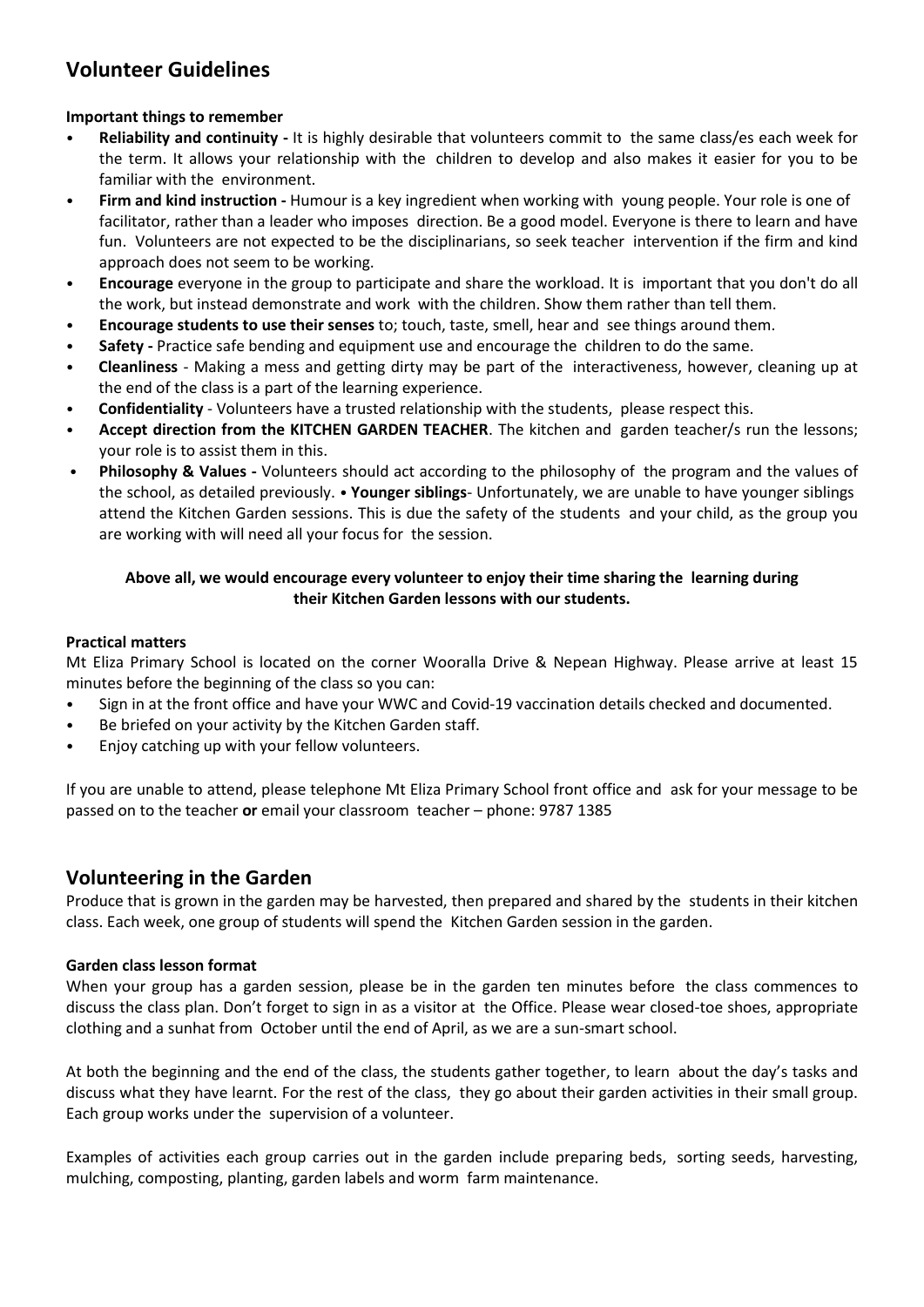## Volunteer Guidelines

**Important things to remember**

- **Reliability and continuity -** It is highly desirable that volunteers commit to the same class/es each week for the term. It allows your relationship with the children to develop and also makes it easier for you to be familiar with the environment.
- **Firm and kind instruction -** Humour is a key ingredient when working with young people. Your role is one of facilitator, rather than a leader who imposes direction. Be a good model. Everyone is there to learn and have fun. Volunteers are not expected to be the disciplinarians, so seek teacher intervention if the firm and kind approach does not seem to be working.
- **Encourage** everyone in the group to participate and share the workload. It is important that you don't do all the work, but instead demonstrate and work with the children. Show them rather than tell them.
- **Encourage students to use their senses** to; touch, taste, smell, hear and see things around them.
- **Safety -** Practice safe bending and equipment use and encourage the children to do the same.
- **Cleanliness** - Making a mess and getting dirty may be part of the interactiveness, however, cleaning up at the end of the class is a part of the learning experience.
- **Confidentiality** - Volunteers have a trusted relationship with the students, please respect this.
- **Accept direction from the KITCHEN GARDEN TEACHER**. The kitchen and garden teacher/s run the lessons; your role is to assist them in this.
- **Philosophy & Values -** Volunteers should act according to the philosophy of the program and the values of the school, as detailed previously. • **Younger siblings**- Unfortunately, we are unable to have younger siblings attend the Kitchen Garden sessions. This is due the safety of the students and your child, as the group you are working with will need all your focus for the session.

**Above all, we would encourage every volunteer to enjoy their time sharing the learning during their Kitchen Garden lessons with our students.**

**Practical matters**

Mt Eliza Primary School is located on the corner Wooralla Drive & Nepean Highway. Please arrive at least 15 minutes before the beginning of the class so you can:

- Sign in at the front office and have your WWC and Covid-19 vaccination details checked and documented.
- Be briefed on your activity by the Kitchen Garden staff.
- Enjoy catching up with your fellow volunteers.

If you are unable to attend, please telephone Mt Eliza Primary School front office and ask for your message to be passed on to the teacher **or** email your classroom teacher – phone: 9787 1385

## Volunteering in the Garden

Produce that is grown in the garden may be harvested, then prepared and shared by the students in their kitchen class. Each week, one group of students will spend the Kitchen Garden session in the garden.

**Garden class lesson format**

When your group has a garden session, please be in the garden ten minutes before the class commences to discuss the class plan. Don't forget to sign in as a visitor at the Office. Please wear closed-toe shoes, appropriate clothing and a sunhat from October until the end of April, as we are a sun-smart school.

At both the beginning and the end of the class, the students gather together, to learn about the day's tasks and discuss what they have learnt. For the rest of the class, they go about their garden activities in their small group. Each group works under the supervision of a volunteer.

Examples of activities each group carries out in the garden include preparing beds, sorting seeds, harvesting, mulching, composting, planting, garden labels and worm farm maintenance.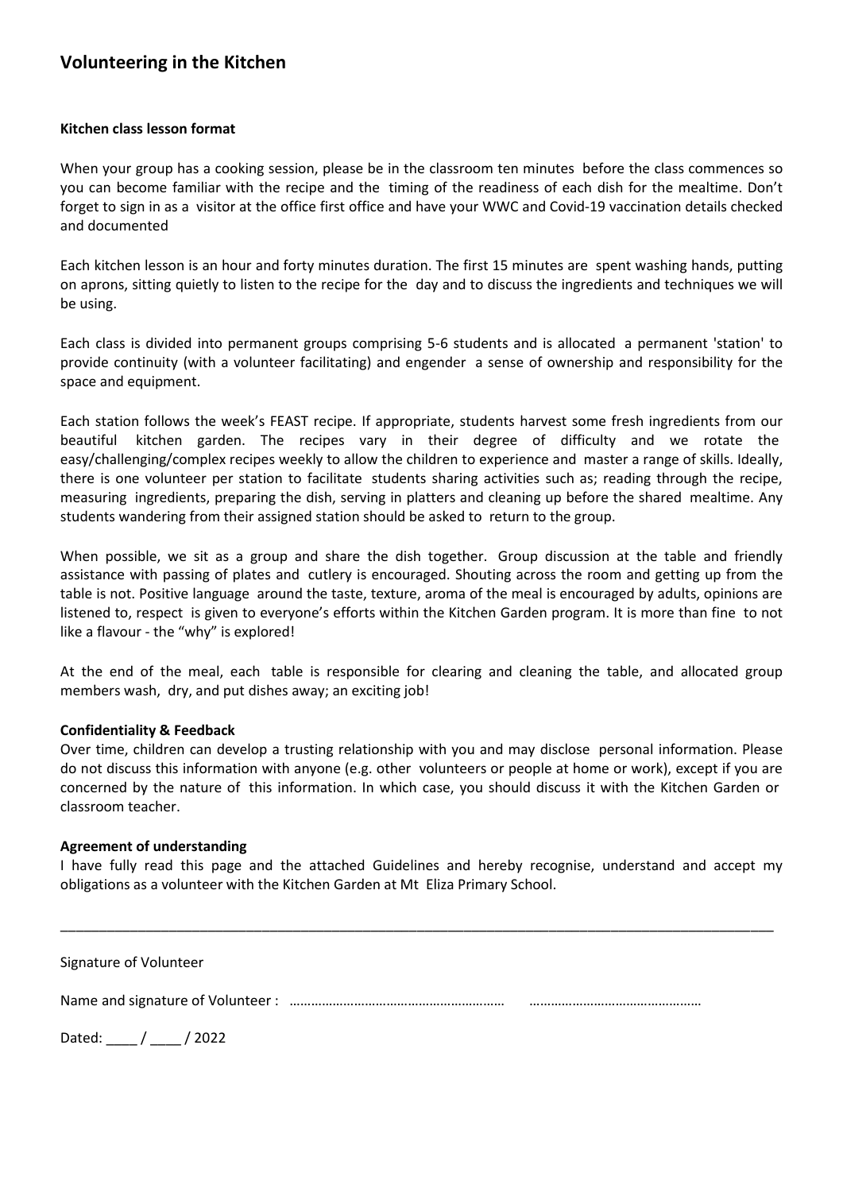## Volunteering in the Kitchen

**Kitchen class lesson format**

When your group has a cooking session, please be in the classroom ten minutes before the class commences so you can become familiar with the recipe and the timing of the readiness of each dish for the mealtime. Don't forget to sign in as a visitor at the office first office and have your WWC and Covid-19 vaccination details checked and documented

Each kitchen lesson is an hour and forty minutes duration. The first 15 minutes are spent washing hands, putting on aprons, sitting quietly to listen to the recipe for the day and to discuss the ingredients and techniques we will be using.

Each class is divided into permanent groups comprising 5-6 students and is allocated a permanent 'station' to provide continuity (with a volunteer facilitating) and engender a sense of ownership and responsibility for the space and equipment.

Each station follows the week's FEAST recipe. If appropriate, students harvest some fresh ingredients from our beautiful kitchen garden. The recipes vary in their degree of difficulty and we rotate the easy/challenging/complex recipes weekly to allow the children to experience and master a range of skills. Ideally, there is one volunteer per station to facilitate students sharing activities such as; reading through the recipe, measuring ingredients, preparing the dish, serving in platters and cleaning up before the shared mealtime. Any students wandering from their assigned station should be asked to return to the group.

When possible, we sit as a group and share the dish together. Group discussion at the table and friendly assistance with passing of plates and cutlery is encouraged. Shouting across the room and getting up from the table is not. Positive language around the taste, texture, aroma of the meal is encouraged by adults, opinions are listened to, respect is given to everyone's efforts within the Kitchen Garden program. It is more than fine to not like a flavour - the "why" is explored!

At the end of the meal, each table is responsible for clearing and cleaning the table, and allocated group members wash, dry, and put dishes away; an exciting job!

**Confidentiality & Feedback**

Over time, children can develop a trusting relationship with you and may disclose personal information. Please do not discuss this information with anyone (e.g. other volunteers or people at home or work), except if you are concerned by the nature of this information. In which case, you should discuss it with the Kitchen Garden or classroom teacher.

**Agreement of understanding**

I have fully read this page and the attached Guidelines and hereby recognise, understand and accept my obligations as a volunteer with the Kitchen Garden at Mt Eliza Primary School.

---

Signature of Volunteer

Name and signature of Volunteer : …………………………………………………… …………………………………………

Dated: ____ / ____ / 2022